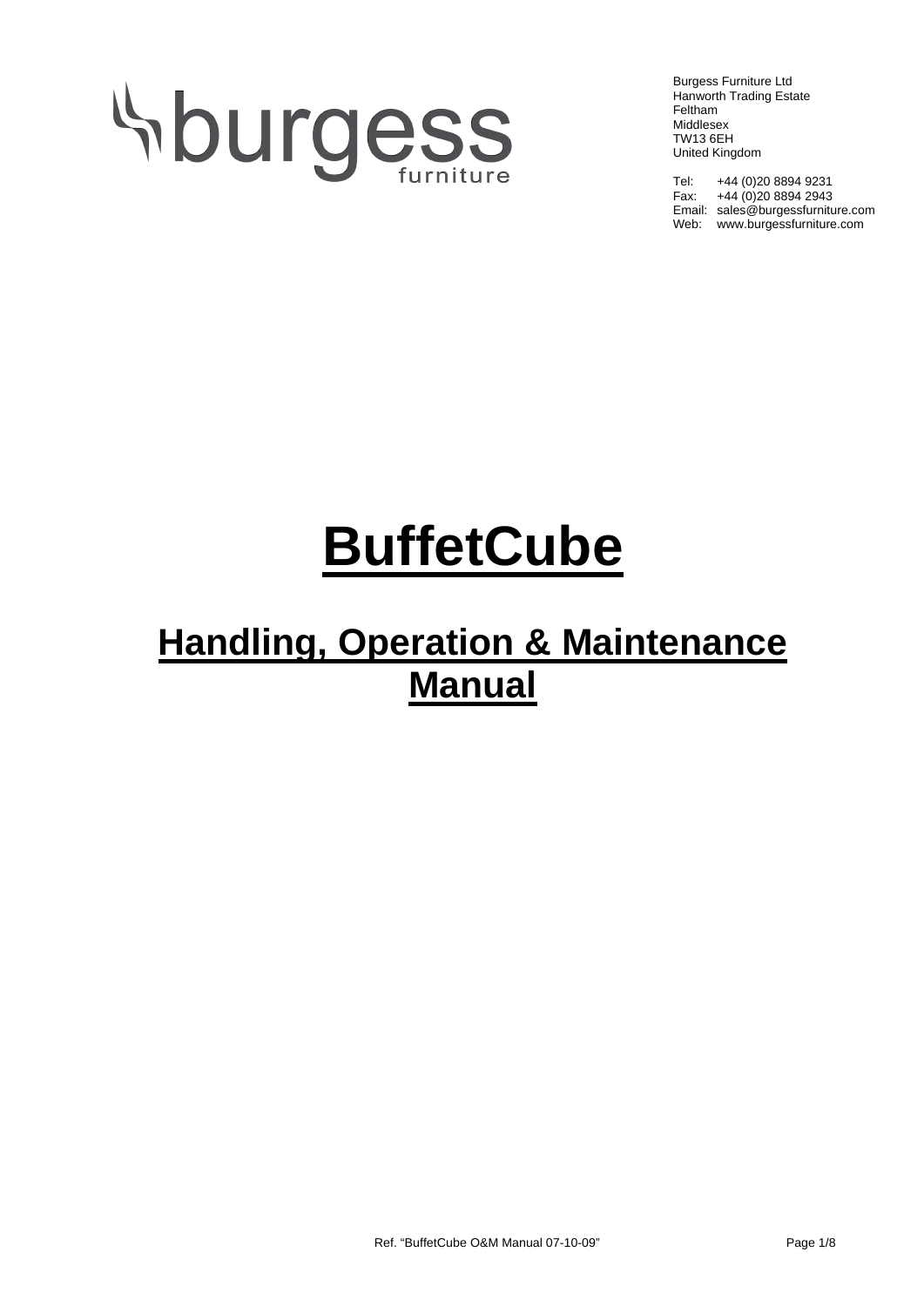burgess furniture

Burgess Furniture Ltd
Hanworth Trading Estate
Feltham
Middlesex
TW13 6EH
United Kingdom

Tel: +44 (0)20 8894 9231
Fax: +44 (0)20 8894 2943
Email: sales@burgessfurniture.com
Web: www.burgessfurniture.com

# BuffetCube

## Handling, Operation & Maintenance Manual

Ref. "BuffetCube O&M Manual 07-10-09"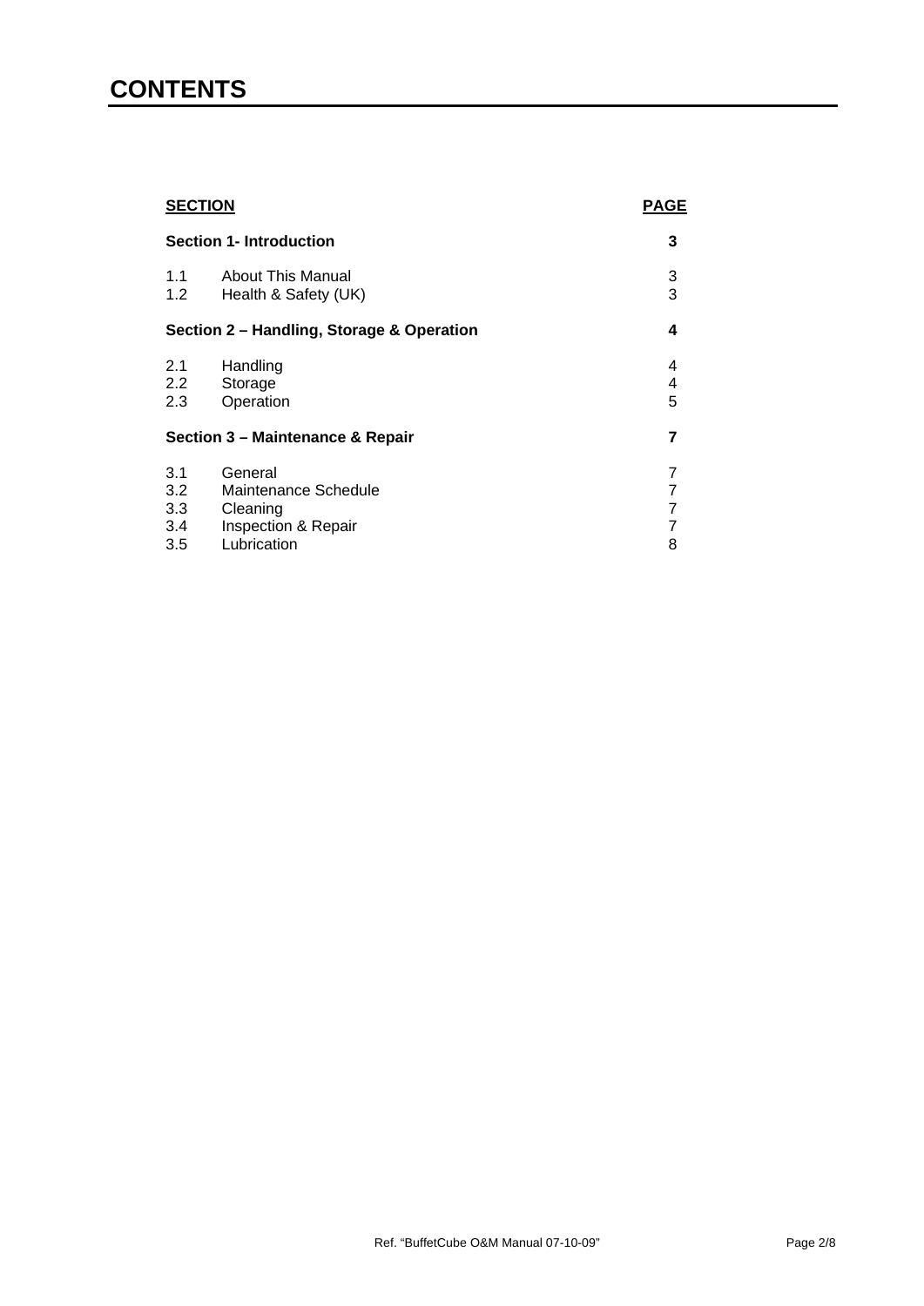# CONTENTS

| SECTION | | PAGE |
|---|---|---|
| **Section 1- Introduction** | | **3** |
| 1.1 | About This Manual | 3 |
| 1.2 | Health & Safety (UK) | 3 |
| **Section 2 – Handling, Storage & Operation** | | **4** |
| 2.1 | Handling | 4 |
| 2.2 | Storage | 4 |
| 2.3 | Operation | 5 |
| **Section 3 – Maintenance & Repair** | | **7** |
| 3.1 | General | 7 |
| 3.2 | Maintenance Schedule | 7 |
| 3.3 | Cleaning | 7 |
| 3.4 | Inspection & Repair | 7 |
| 3.5 | Lubrication | 8 |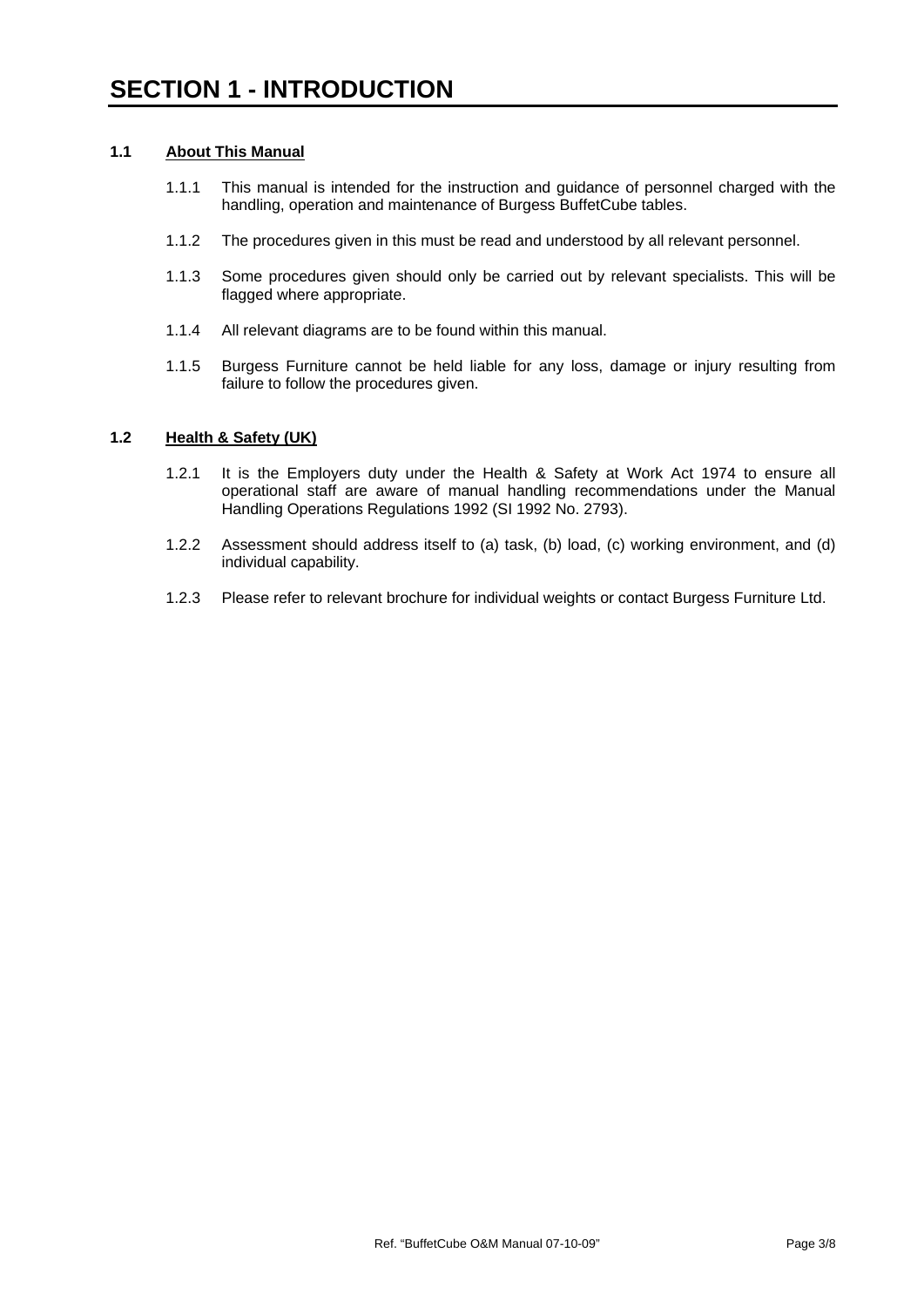# SECTION 1 - INTRODUCTION

## 1.1 About This Manual

1.1.1 This manual is intended for the instruction and guidance of personnel charged with the handling, operation and maintenance of Burgess BuffetCube tables.

1.1.2 The procedures given in this must be read and understood by all relevant personnel.

1.1.3 Some procedures given should only be carried out by relevant specialists. This will be flagged where appropriate.

1.1.4 All relevant diagrams are to be found within this manual.

1.1.5 Burgess Furniture cannot be held liable for any loss, damage or injury resulting from failure to follow the procedures given.

## 1.2 Health & Safety (UK)

1.2.1 It is the Employers duty under the Health & Safety at Work Act 1974 to ensure all operational staff are aware of manual handling recommendations under the Manual Handling Operations Regulations 1992 (SI 1992 No. 2793).

1.2.2 Assessment should address itself to (a) task, (b) load, (c) working environment, and (d) individual capability.

1.2.3 Please refer to relevant brochure for individual weights or contact Burgess Furniture Ltd.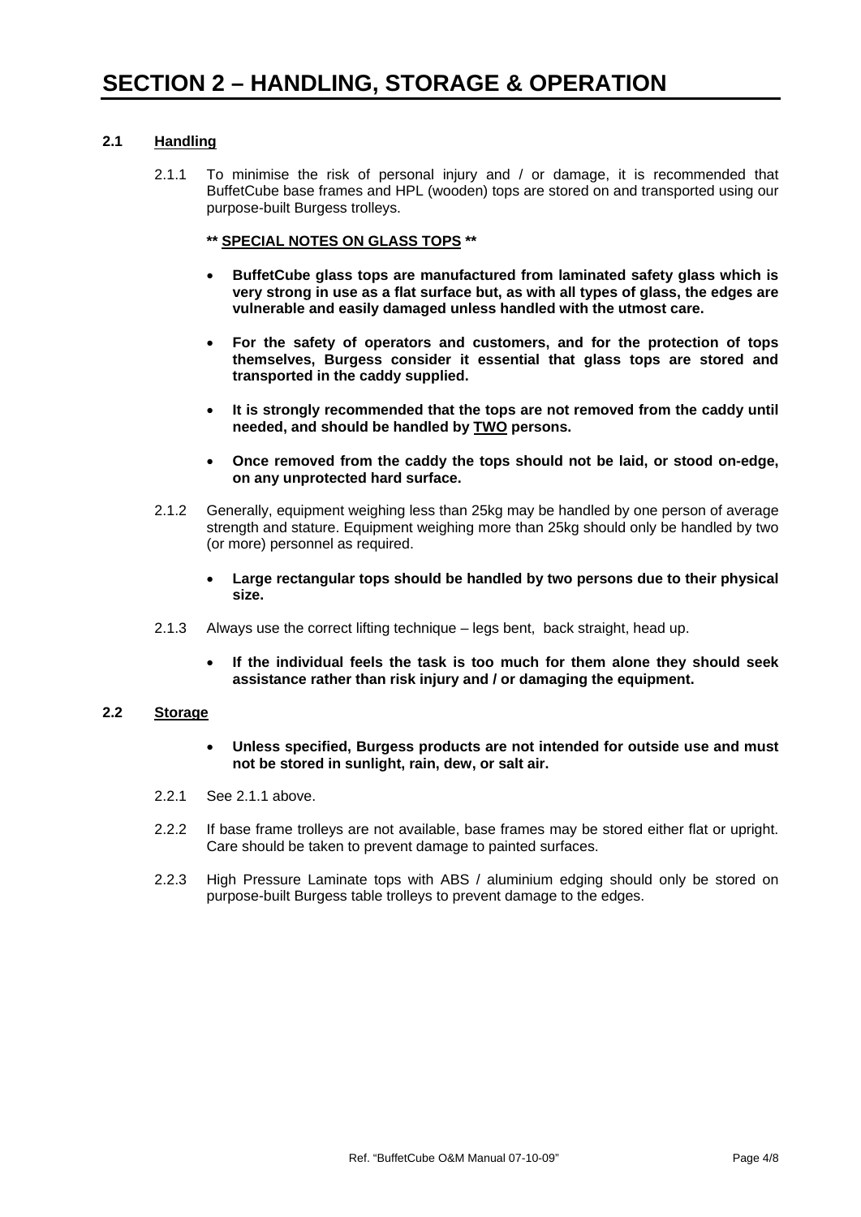# SECTION 2 – HANDLING, STORAGE & OPERATION

## 2.1 Handling

2.1.1 To minimise the risk of personal injury and / or damage, it is recommended that BuffetCube base frames and HPL (wooden) tops are stored on and transported using our purpose-built Burgess trolleys.

**\*\* SPECIAL NOTES ON GLASS TOPS \*\***

- **BuffetCube glass tops are manufactured from laminated safety glass which is very strong in use as a flat surface but, as with all types of glass, the edges are vulnerable and easily damaged unless handled with the utmost care.**
- **For the safety of operators and customers, and for the protection of tops themselves, Burgess consider it essential that glass tops are stored and transported in the caddy supplied.**
- **It is strongly recommended that the tops are not removed from the caddy until needed, and should be handled by TWO persons.**
- **Once removed from the caddy the tops should not be laid, or stood on-edge, on any unprotected hard surface.**

2.1.2 Generally, equipment weighing less than 25kg may be handled by one person of average strength and stature. Equipment weighing more than 25kg should only be handled by two (or more) personnel as required.

- **Large rectangular tops should be handled by two persons due to their physical size.**

2.1.3 Always use the correct lifting technique – legs bent, back straight, head up.

- **If the individual feels the task is too much for them alone they should seek assistance rather than risk injury and / or damaging the equipment.**

## 2.2 Storage

- **Unless specified, Burgess products are not intended for outside use and must not be stored in sunlight, rain, dew, or salt air.**

2.2.1 See 2.1.1 above.

2.2.2 If base frame trolleys are not available, base frames may be stored either flat or upright. Care should be taken to prevent damage to painted surfaces.

2.2.3 High Pressure Laminate tops with ABS / aluminium edging should only be stored on purpose-built Burgess table trolleys to prevent damage to the edges.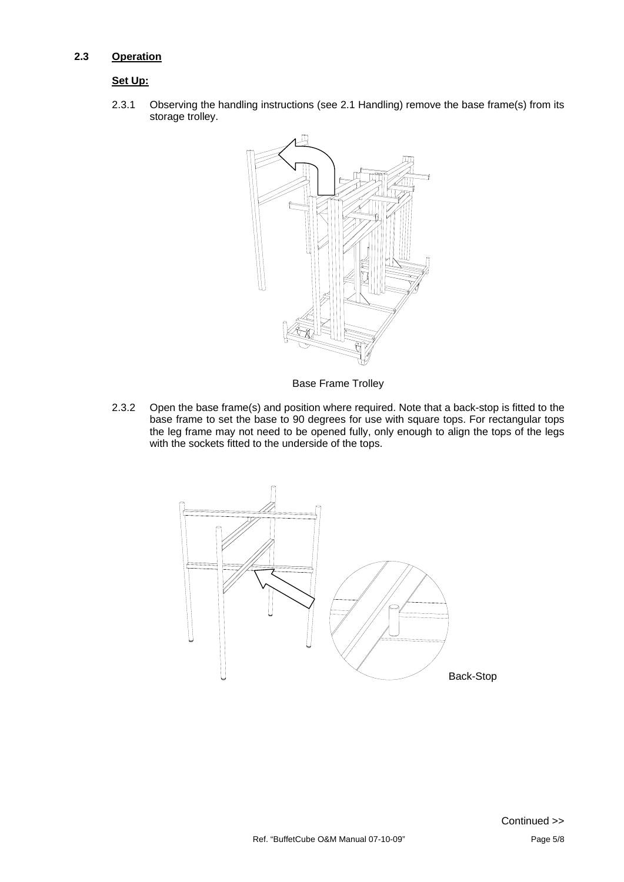## 2.3 Operation

**Set Up:**

2.3.1 Observing the handling instructions (see 2.1 Handling) remove the base frame(s) from its storage trolley.

Base Frame Trolley

2.3.2 Open the base frame(s) and position where required. Note that a back-stop is fitted to the base frame to set the base to 90 degrees for use with square tops. For rectangular tops the leg frame may not need to be opened fully, only enough to align the tops of the legs with the sockets fitted to the underside of the tops.

Back-Stop

Continued >>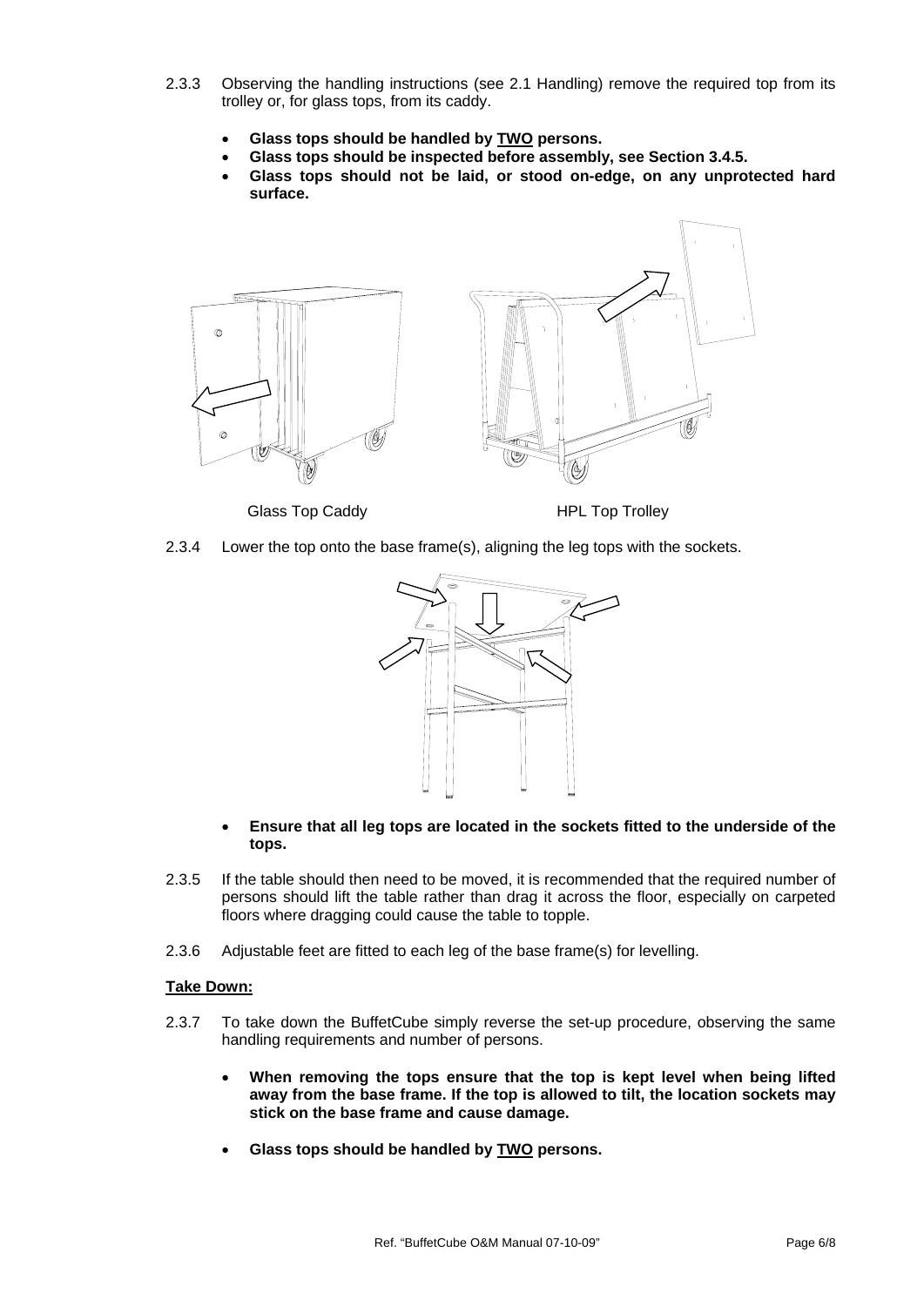2.3.3 Observing the handling instructions (see 2.1 Handling) remove the required top from its trolley or, for glass tops, from its caddy.

- **Glass tops should be handled by TWO persons.**
- **Glass tops should be inspected before assembly, see Section 3.4.5.**
- **Glass tops should not be laid, or stood on-edge, on any unprotected hard surface.**

Glass Top Caddy

HPL Top Trolley

2.3.4 Lower the top onto the base frame(s), aligning the leg tops with the sockets.

- **Ensure that all leg tops are located in the sockets fitted to the underside of the tops.**

2.3.5 If the table should then need to be moved, it is recommended that the required number of persons should lift the table rather than drag it across the floor, especially on carpeted floors where dragging could cause the table to topple.

2.3.6 Adjustable feet are fitted to each leg of the base frame(s) for levelling.

**Take Down:**

2.3.7 To take down the BuffetCube simply reverse the set-up procedure, observing the same handling requirements and number of persons.

- **When removing the tops ensure that the top is kept level when being lifted away from the base frame. If the top is allowed to tilt, the location sockets may stick on the base frame and cause damage.**

- **Glass tops should be handled by TWO persons.**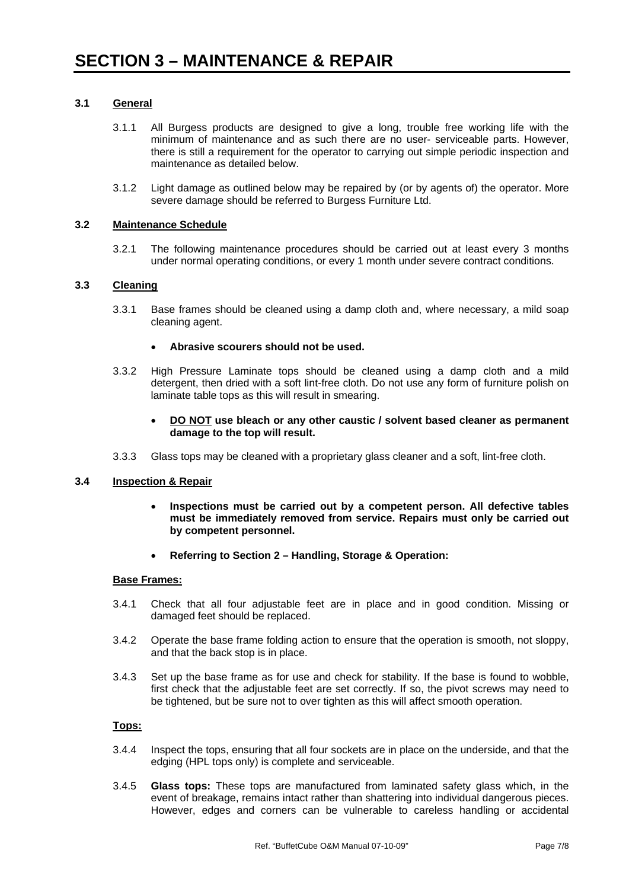# SECTION 3 – MAINTENANCE & REPAIR

**3.1 General**

3.1.1 All Burgess products are designed to give a long, trouble free working life with the minimum of maintenance and as such there are no user- serviceable parts. However, there is still a requirement for the operator to carrying out simple periodic inspection and maintenance as detailed below.

3.1.2 Light damage as outlined below may be repaired by (or by agents of) the operator. More severe damage should be referred to Burgess Furniture Ltd.

**3.2 Maintenance Schedule**

3.2.1 The following maintenance procedures should be carried out at least every 3 months under normal operating conditions, or every 1 month under severe contract conditions.

**3.3 Cleaning**

3.3.1 Base frames should be cleaned using a damp cloth and, where necessary, a mild soap cleaning agent.

- **Abrasive scourers should not be used.**

3.3.2 High Pressure Laminate tops should be cleaned using a damp cloth and a mild detergent, then dried with a soft lint-free cloth. Do not use any form of furniture polish on laminate table tops as this will result in smearing.

- **DO NOT use bleach or any other caustic / solvent based cleaner as permanent damage to the top will result.**

3.3.3 Glass tops may be cleaned with a proprietary glass cleaner and a soft, lint-free cloth.

**3.4 Inspection & Repair**

- **Inspections must be carried out by a competent person. All defective tables must be immediately removed from service. Repairs must only be carried out by competent personnel.**
- **Referring to Section 2 – Handling, Storage & Operation:**

**Base Frames:**

3.4.1 Check that all four adjustable feet are in place and in good condition. Missing or damaged feet should be replaced.

3.4.2 Operate the base frame folding action to ensure that the operation is smooth, not sloppy, and that the back stop is in place.

3.4.3 Set up the base frame as for use and check for stability. If the base is found to wobble, first check that the adjustable feet are set correctly. If so, the pivot screws may need to be tightened, but be sure not to over tighten as this will affect smooth operation.

**Tops:**

3.4.4 Inspect the tops, ensuring that all four sockets are in place on the underside, and that the edging (HPL tops only) is complete and serviceable.

3.4.5 **Glass tops:** These tops are manufactured from laminated safety glass which, in the event of breakage, remains intact rather than shattering into individual dangerous pieces. However, edges and corners can be vulnerable to careless handling or accidental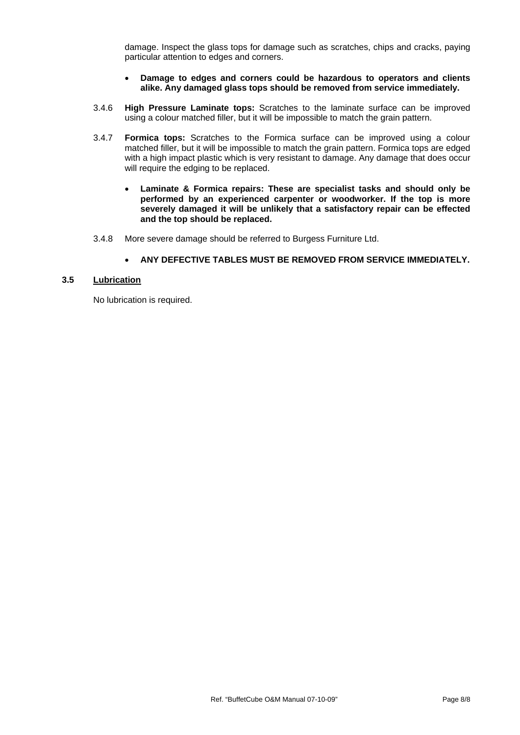damage. Inspect the glass tops for damage such as scratches, chips and cracks, paying particular attention to edges and corners.

- **Damage to edges and corners could be hazardous to operators and clients alike. Any damaged glass tops should be removed from service immediately.**

3.4.6 **High Pressure Laminate tops:** Scratches to the laminate surface can be improved using a colour matched filler, but it will be impossible to match the grain pattern.

3.4.7 **Formica tops:** Scratches to the Formica surface can be improved using a colour matched filler, but it will be impossible to match the grain pattern. Formica tops are edged with a high impact plastic which is very resistant to damage. Any damage that does occur will require the edging to be replaced.

- **Laminate & Formica repairs: These are specialist tasks and should only be performed by an experienced carpenter or woodworker. If the top is more severely damaged it will be unlikely that a satisfactory repair can be effected and the top should be replaced.**

3.4.8 More severe damage should be referred to Burgess Furniture Ltd.

- **ANY DEFECTIVE TABLES MUST BE REMOVED FROM SERVICE IMMEDIATELY.**

### 3.5 Lubrication

No lubrication is required.